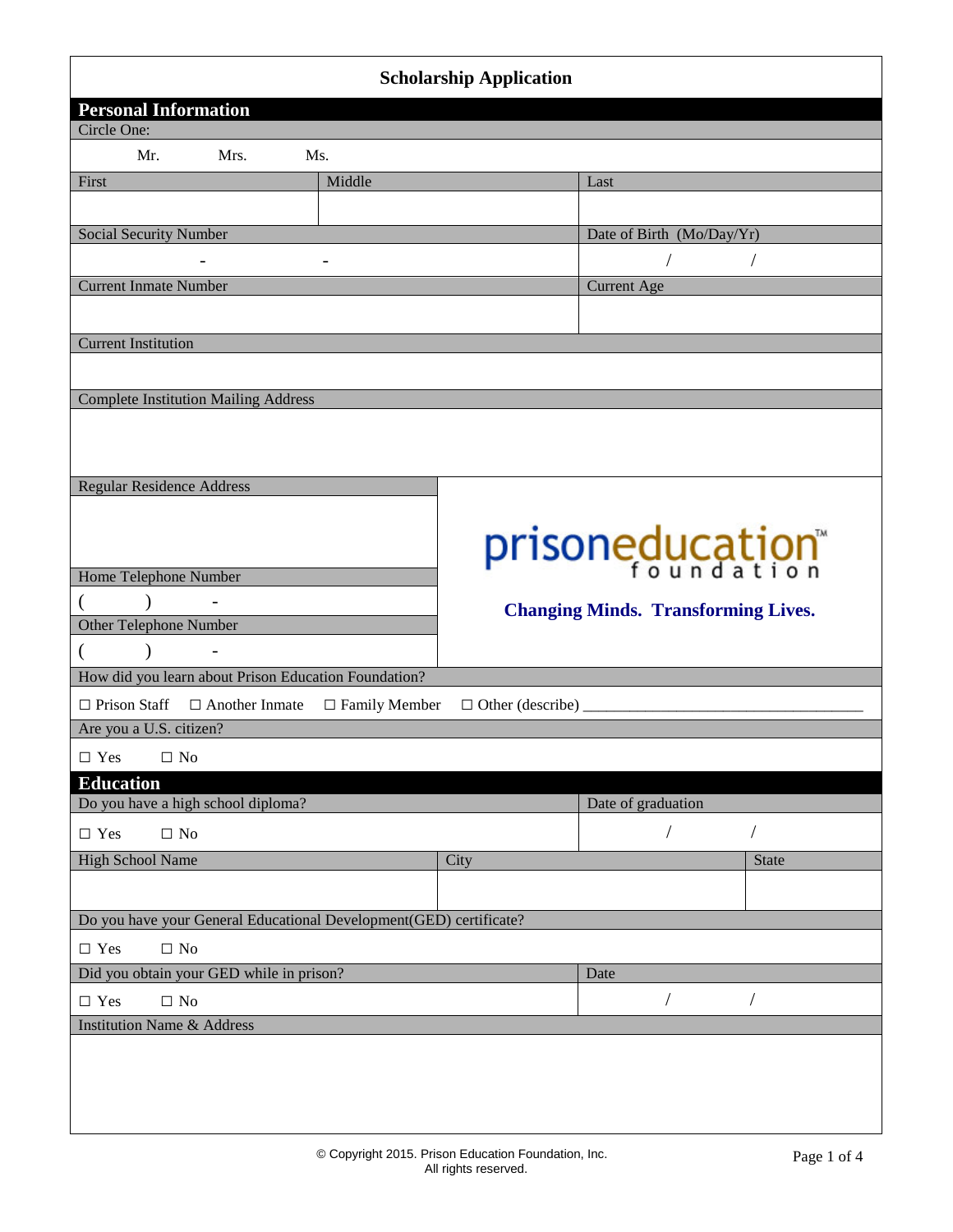# Scholarship Application

## Personal Information

Circle One:

Mr. Mrs. Ms.

| First | Middle | Last |
|---|---|---|
| | | |

| Social Security Number | Date of Birth (Mo/Day/Yr) |
|---|---|
| - - | / / |

| Current Inmate Number | Current Age |
|---|---|
| | |

Current Institution

Complete Institution Mailing Address

Regular Residence Address

Home Telephone Number

( ) -

Other Telephone Number

( ) -

prisoneducation foundation™

**Changing Minds. Transforming Lives.**

How did you learn about Prison Education Foundation?

☐ Prison Staff ☐ Another Inmate ☐ Family Member ☐ Other (describe) ___________________________________

Are you a U.S. citizen?

☐ Yes ☐ No

## Education

| Do you have a high school diploma? | Date of graduation |
|---|---|
| ☐ Yes ☐ No | / / |

| High School Name | City | State |
|---|---|---|
| | | |

Do you have your General Educational Development(GED) certificate?

☐ Yes ☐ No

| Did you obtain your GED while in prison? | Date |
|---|---|
| ☐ Yes ☐ No | / / |

Institution Name & Address

© Copyright 2015. Prison Education Foundation, Inc.
All rights reserved.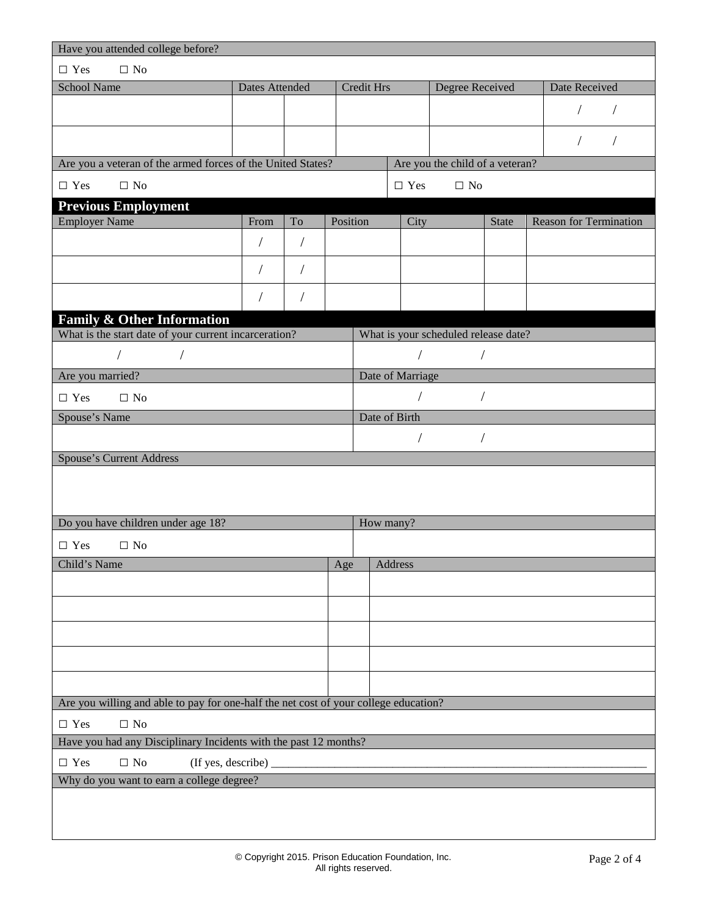Have you attended college before?

☐ Yes ☐ No

| School Name | Dates Attended | | Credit Hrs | Degree Received | Date Received |
|---|---|---|---|---|---|
| | | | | | / / |
| | | | | | / / |

| Are you a veteran of the armed forces of the United States? | Are you the child of a veteran? |
|---|---|
| ☐ Yes ☐ No | ☐ Yes ☐ No |

## Previous Employment

| Employer Name | From | To | Position | City | State | Reason for Termination |
|---|---|---|---|---|---|---|
| | / | / | | | | |
| | / | / | | | | |
| | / | / | | | | |

## Family & Other Information

| What is the start date of your current incarceration? | What is your scheduled release date? |
|---|---|
| / / | / / |
| **Are you married?** | **Date of Marriage** |
| ☐ Yes ☐ No | / / |
| **Spouse's Name** | **Date of Birth** |
| | / / |

Spouse's Current Address

| Do you have children under age 18? | How many? |
|---|---|
| ☐ Yes ☐ No | |

| Child's Name | Age | Address |
|---|---|---|
| | | |
| | | |
| | | |
| | | |
| | | |

Are you willing and able to pay for one-half the net cost of your college education?

☐ Yes ☐ No

Have you had any Disciplinary Incidents with the past 12 months?

☐ Yes ☐ No (If yes, describe) ___________________________________________________________________

Why do you want to earn a college degree?

© Copyright 2015. Prison Education Foundation, Inc.
All rights reserved.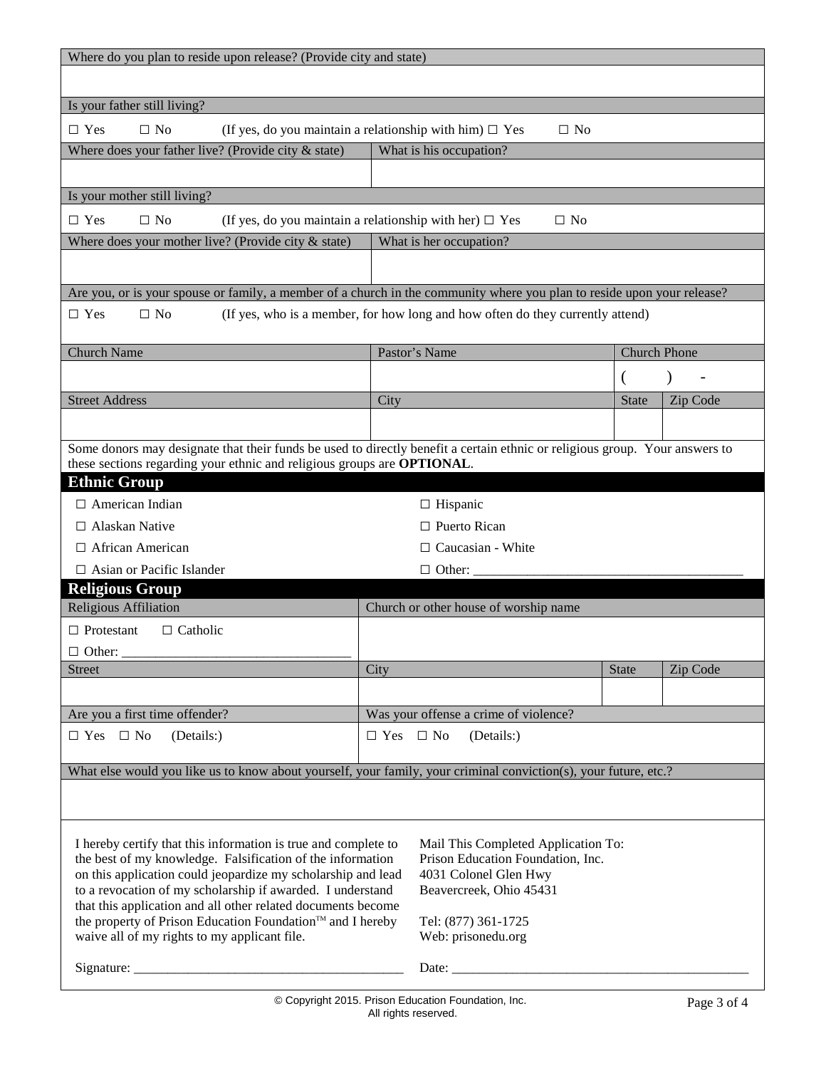Where do you plan to reside upon release? (Provide city and state)

Is your father still living?

☐ Yes ☐ No (If yes, do you maintain a relationship with him) ☐ Yes ☐ No

| Where does your father live? (Provide city & state) | What is his occupation? |
|---|---|
| | |

Is your mother still living?

☐ Yes ☐ No (If yes, do you maintain a relationship with her) ☐ Yes ☐ No

| Where does your mother live? (Provide city & state) | What is her occupation? |
|---|---|
| | |

Are you, or is your spouse or family, a member of a church in the community where you plan to reside upon your release?

☐ Yes ☐ No (If yes, who is a member, for how long and how often do they currently attend)

| Church Name | Pastor's Name | Church Phone | |
|---|---|---|---|
| | | ( ) - | |
| Street Address | City | State | Zip Code |
| | | | |

Some donors may designate that their funds be used to directly benefit a certain ethnic or religious group. Your answers to these sections regarding your ethnic and religious groups are **OPTIONAL**.

## Ethnic Group

☐ American Indian
☐ Hispanic
☐ Alaskan Native
☐ Puerto Rican
☐ African American
☐ Caucasian - White
☐ Asian or Pacific Islander
☐ Other: ________________________________________

## Religious Group

| Religious Affiliation | Church or other house of worship name | | |
|---|---|---|---|
| ☐ Protestant ☐ Catholic<br>☐ Other: ________________________________ | | | |
| Street | City | State | Zip Code |
| | | | |

| Are you a first time offender? | Was your offense a crime of violence? |
|---|---|
| ☐ Yes ☐ No (Details:) | ☐ Yes ☐ No (Details:) |

What else would you like us to know about yourself, your family, your criminal conviction(s), your future, etc.?

I hereby certify that this information is true and complete to the best of my knowledge. Falsification of the information on this application could jeopardize my scholarship and lead to a revocation of my scholarship if awarded. I understand that this application and all other related documents become the property of Prison Education Foundation™ and I hereby waive all of my rights to my applicant file.

Mail This Completed Application To:
Prison Education Foundation, Inc.
4031 Colonel Glen Hwy
Beavercreek, Ohio 45431

Tel: (877) 361-1725
Web: prisonedu.org

Signature: ________________________________________ Date: ______________________________________________

© Copyright 2015. Prison Education Foundation, Inc.
All rights reserved.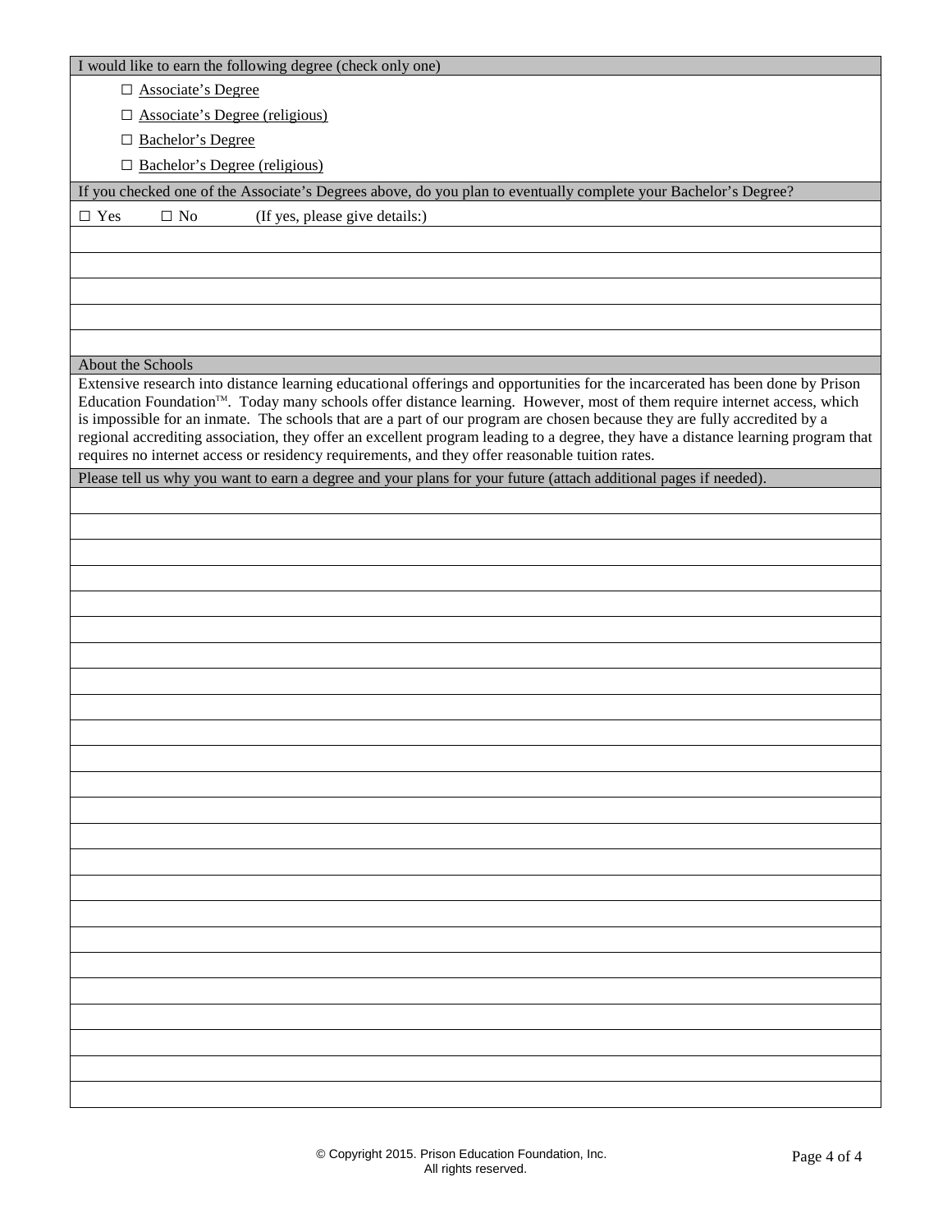I would like to earn the following degree (check only one)

☐ Associate's Degree

☐ Associate's Degree (religious)

☐ Bachelor's Degree

☐ Bachelor's Degree (religious)

If you checked one of the Associate's Degrees above, do you plan to eventually complete your Bachelor's Degree?

☐ Yes ☐ No (If yes, please give details:)

About the Schools

Extensive research into distance learning educational offerings and opportunities for the incarcerated has been done by Prison Education Foundation™. Today many schools offer distance learning. However, most of them require internet access, which is impossible for an inmate. The schools that are a part of our program are chosen because they are fully accredited by a regional accrediting association, they offer an excellent program leading to a degree, they have a distance learning program that requires no internet access or residency requirements, and they offer reasonable tuition rates.

Please tell us why you want to earn a degree and your plans for your future (attach additional pages if needed).

© Copyright 2015. Prison Education Foundation, Inc.
All rights reserved.